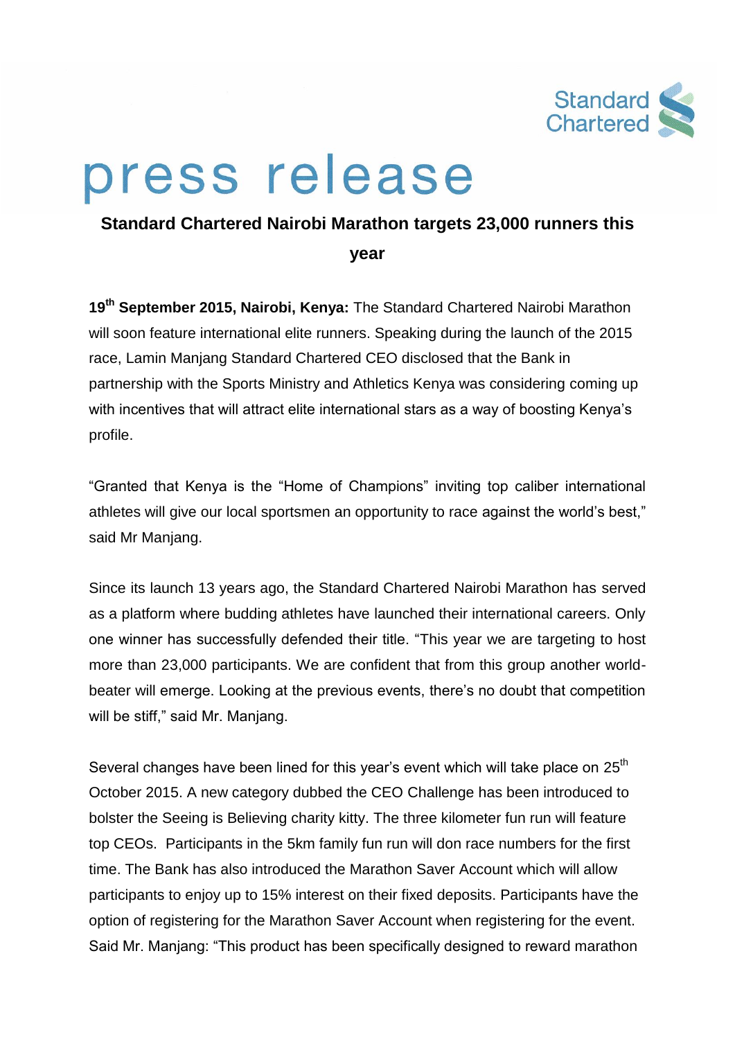Standard Chartered

# press release

## Standard Chartered Nairobi Marathon targets 23,000 runners this year

**19th September 2015, Nairobi, Kenya:** The Standard Chartered Nairobi Marathon will soon feature international elite runners. Speaking during the launch of the 2015 race, Lamin Manjang Standard Chartered CEO disclosed that the Bank in partnership with the Sports Ministry and Athletics Kenya was considering coming up with incentives that will attract elite international stars as a way of boosting Kenya's profile.

"Granted that Kenya is the "Home of Champions" inviting top caliber international athletes will give our local sportsmen an opportunity to race against the world's best," said Mr Manjang.

Since its launch 13 years ago, the Standard Chartered Nairobi Marathon has served as a platform where budding athletes have launched their international careers. Only one winner has successfully defended their title. "This year we are targeting to host more than 23,000 participants. We are confident that from this group another world-beater will emerge. Looking at the previous events, there's no doubt that competition will be stiff," said Mr. Manjang.

Several changes have been lined for this year's event which will take place on 25th October 2015. A new category dubbed the CEO Challenge has been introduced to bolster the Seeing is Believing charity kitty. The three kilometer fun run will feature top CEOs. Participants in the 5km family fun run will don race numbers for the first time. The Bank has also introduced the Marathon Saver Account which will allow participants to enjoy up to 15% interest on their fixed deposits. Participants have the option of registering for the Marathon Saver Account when registering for the event. Said Mr. Manjang: "This product has been specifically designed to reward marathon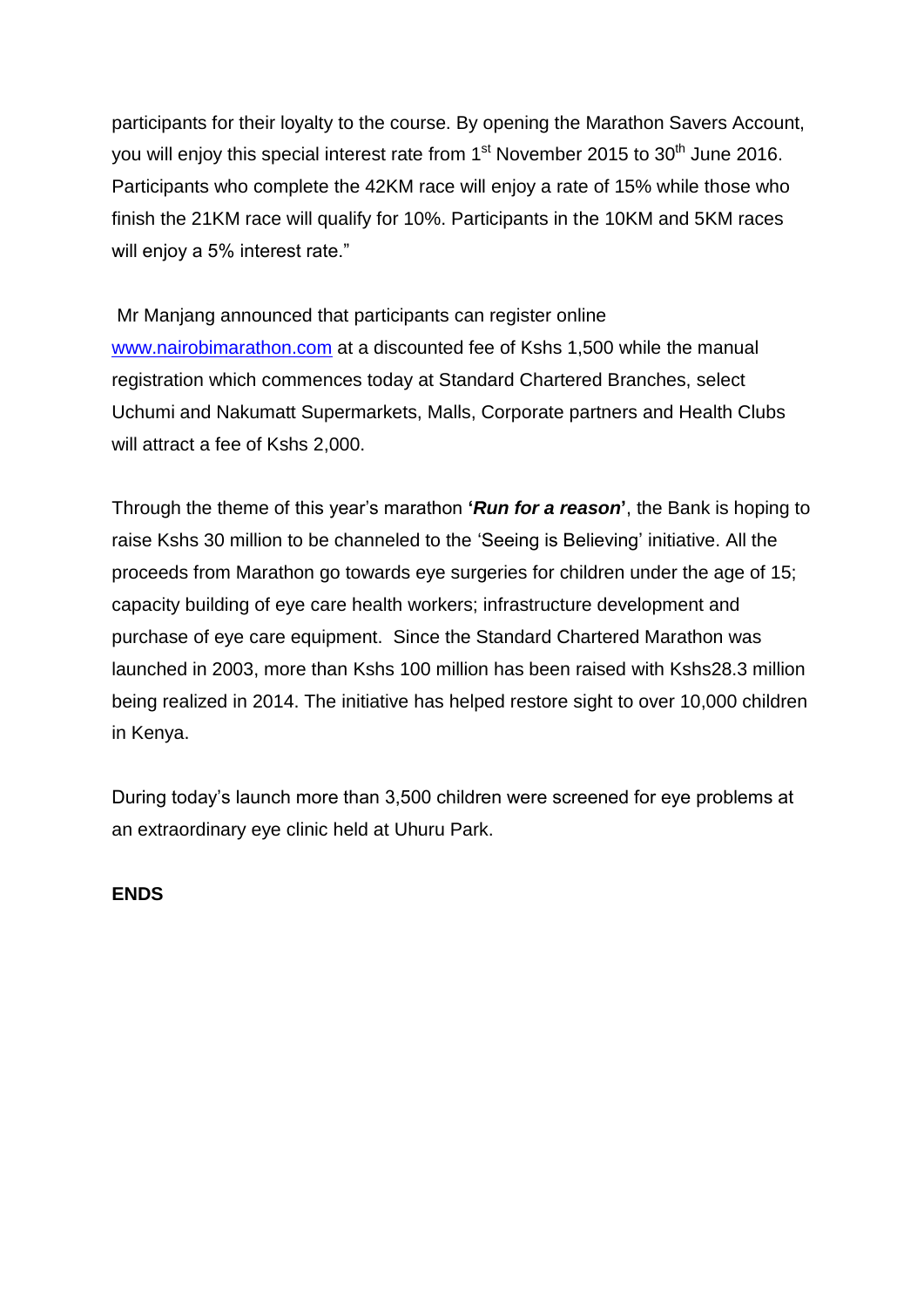participants for their loyalty to the course. By opening the Marathon Savers Account, you will enjoy this special interest rate from 1st November 2015 to 30th June 2016. Participants who complete the 42KM race will enjoy a rate of 15% while those who finish the 21KM race will qualify for 10%. Participants in the 10KM and 5KM races will enjoy a 5% interest rate."

Mr Manjang announced that participants can register online www.nairobimarathon.com at a discounted fee of Kshs 1,500 while the manual registration which commences today at Standard Chartered Branches, select Uchumi and Nakumatt Supermarkets, Malls, Corporate partners and Health Clubs will attract a fee of Kshs 2,000.

Through the theme of this year's marathon **'*Run for a reason*'**, the Bank is hoping to raise Kshs 30 million to be channeled to the 'Seeing is Believing' initiative. All the proceeds from Marathon go towards eye surgeries for children under the age of 15; capacity building of eye care health workers; infrastructure development and purchase of eye care equipment. Since the Standard Chartered Marathon was launched in 2003, more than Kshs 100 million has been raised with Kshs28.3 million being realized in 2014. The initiative has helped restore sight to over 10,000 children in Kenya.

During today's launch more than 3,500 children were screened for eye problems at an extraordinary eye clinic held at Uhuru Park.

**ENDS**